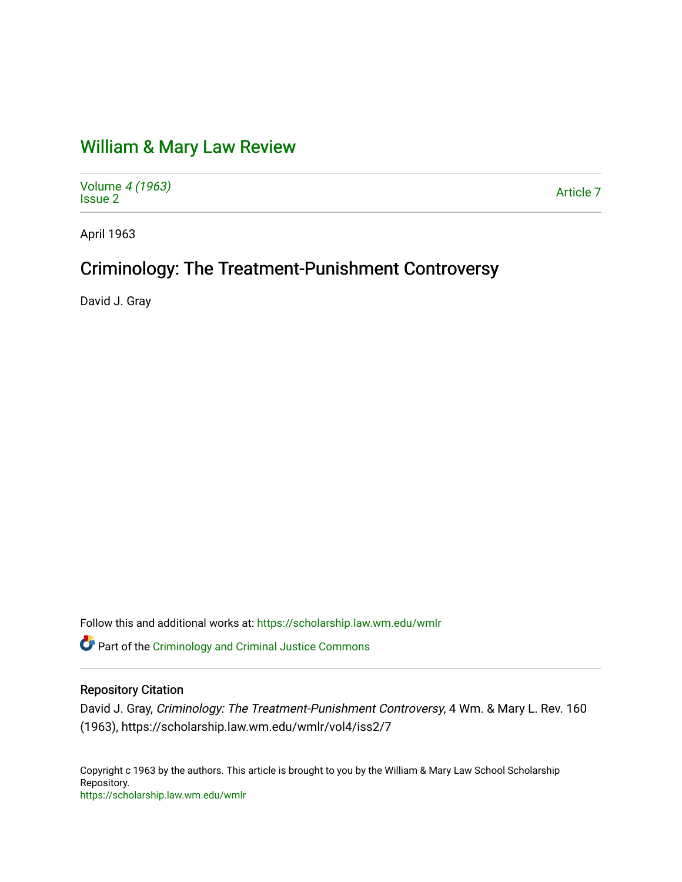# William & Mary Law Review

Volume *4 (1963)*
Issue 2

Article 7

April 1963

## Criminology: The Treatment-Punishment Controversy

David J. Gray

Follow this and additional works at: https://scholarship.law.wm.edu/wmlr

Part of the Criminology and Criminal Justice Commons

### Repository Citation

David J. Gray, *Criminology: The Treatment-Punishment Controversy*, 4 Wm. & Mary L. Rev. 160 (1963), https://scholarship.law.wm.edu/wmlr/vol4/iss2/7

Copyright c 1963 by the authors. This article is brought to you by the William & Mary Law School Scholarship Repository.
https://scholarship.law.wm.edu/wmlr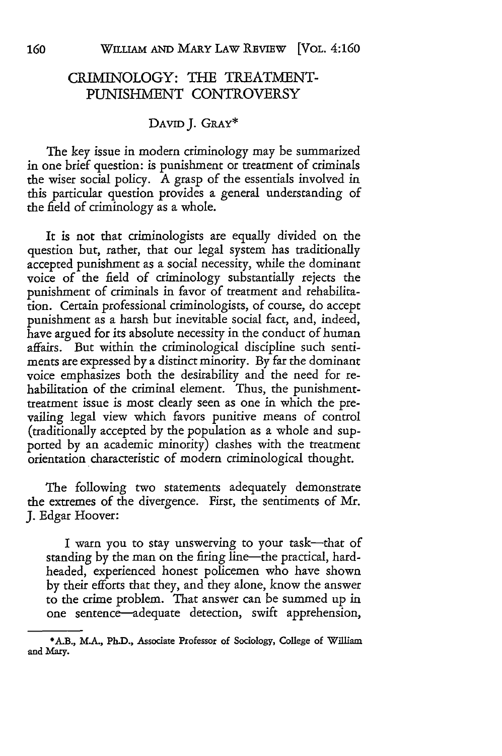# CRIMINOLOGY: THE TREATMENT-PUNISHMENT CONTROVERSY

DAVID J. GRAY*

The key issue in modern criminology may be summarized in one brief question: is punishment or treatment of criminals the wiser social policy. A grasp of the essentials involved in this particular question provides a general understanding of the field of criminology as a whole.

It is not that criminologists are equally divided on the question but, rather, that our legal system has traditionally accepted punishment as a social necessity, while the dominant voice of the field of criminology substantially rejects the punishment of criminals in favor of treatment and rehabilitation. Certain professional criminologists, of course, do accept punishment as a harsh but inevitable social fact, and, indeed, have argued for its absolute necessity in the conduct of human affairs. But within the criminological discipline such sentiments are expressed by a distinct minority. By far the dominant voice emphasizes both the desirability and the need for rehabilitation of the criminal element. Thus, the punishment-treatment issue is most clearly seen as one in which the prevailing legal view which favors punitive means of control (traditionally accepted by the population as a whole and supported by an academic minority) clashes with the treatment orientation characteristic of modern criminological thought.

The following two statements adequately demonstrate the extremes of the divergence. First, the sentiments of Mr. J. Edgar Hoover:

> I warn you to stay unswerving to your task—that of standing by the man on the firing line—the practical, hard-headed, experienced honest policemen who have shown by their efforts that they, and they alone, know the answer to the crime problem. That answer can be summed up in one sentence—adequate detection, swift apprehension,

---

*A.B., M.A., Ph.D., Associate Professor of Sociology, College of William and Mary.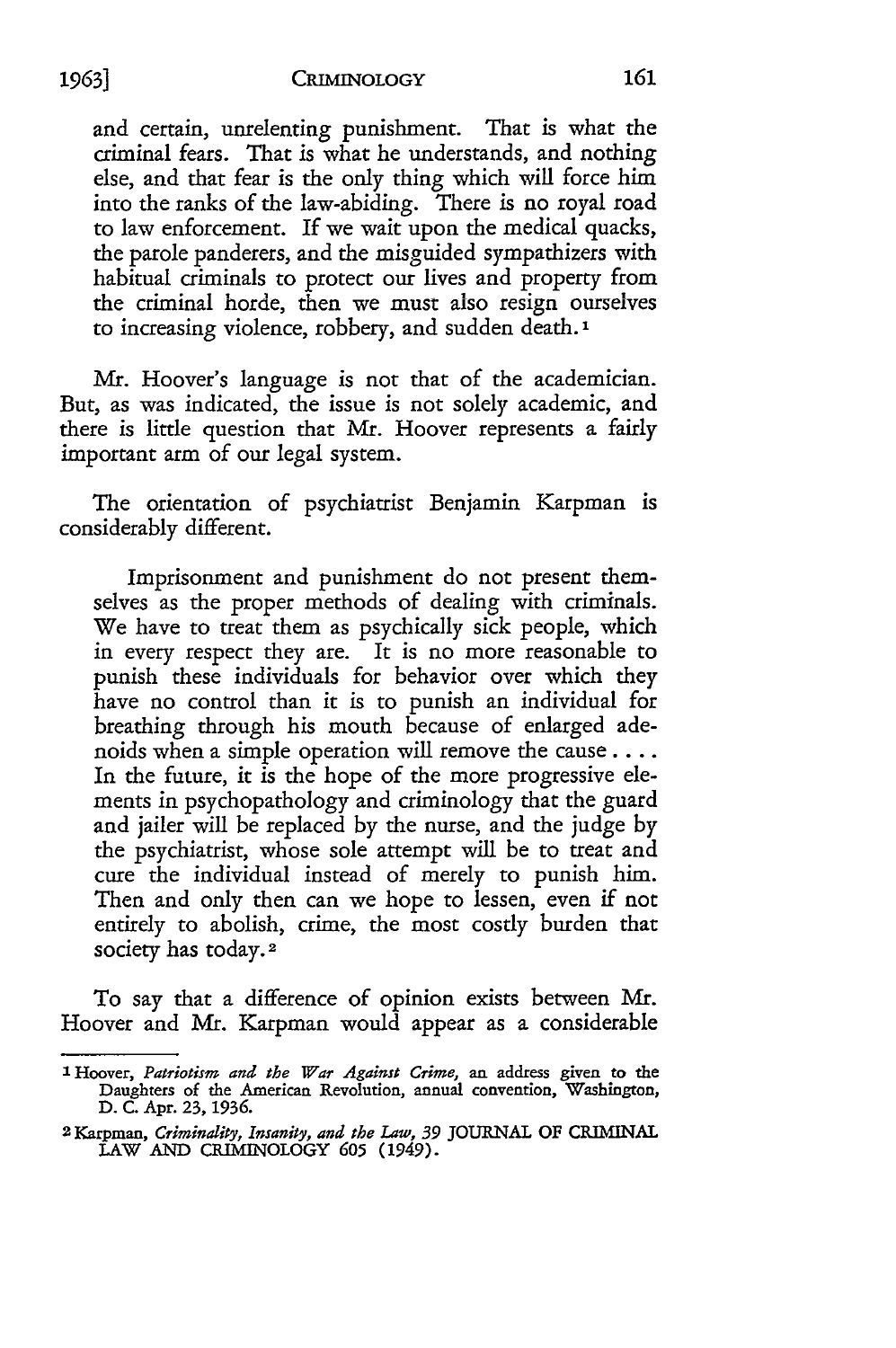and certain, unrelenting punishment. That is what the criminal fears. That is what he understands, and nothing else, and that fear is the only thing which will force him into the ranks of the law-abiding. There is no royal road to law enforcement. If we wait upon the medical quacks, the parole panderers, and the misguided sympathizers with habitual criminals to protect our lives and property from the criminal horde, then we must also resign ourselves to increasing violence, robbery, and sudden death.[1]

Mr. Hoover's language is not that of the academician. But, as was indicated, the issue is not solely academic, and there is little question that Mr. Hoover represents a fairly important arm of our legal system.

The orientation of psychiatrist Benjamin Karpman is considerably different.

> Imprisonment and punishment do not present themselves as the proper methods of dealing with criminals. We have to treat them as psychically sick people, which in every respect they are. It is no more reasonable to punish these individuals for behavior over which they have no control than it is to punish an individual for breathing through his mouth because of enlarged adenoids when a simple operation will remove the cause . . . . In the future, it is the hope of the more progressive elements in psychopathology and criminology that the guard and jailer will be replaced by the nurse, and the judge by the psychiatrist, whose sole attempt will be to treat and cure the individual instead of merely to punish him. Then and only then can we hope to lessen, even if not entirely to abolish, crime, the most costly burden that society has today.[2]

To say that a difference of opinion exists between Mr. Hoover and Mr. Karpman would appear as a considerable

---

[1] Hoover, *Patriotism and the War Against Crime*, an address given to the Daughters of the American Revolution, annual convention, Washington, D. C. Apr. 23, 1936.

[2] Karpman, *Criminality, Insanity, and the Law*, 39 JOURNAL OF CRIMINAL LAW AND CRIMINOLOGY 605 (1949).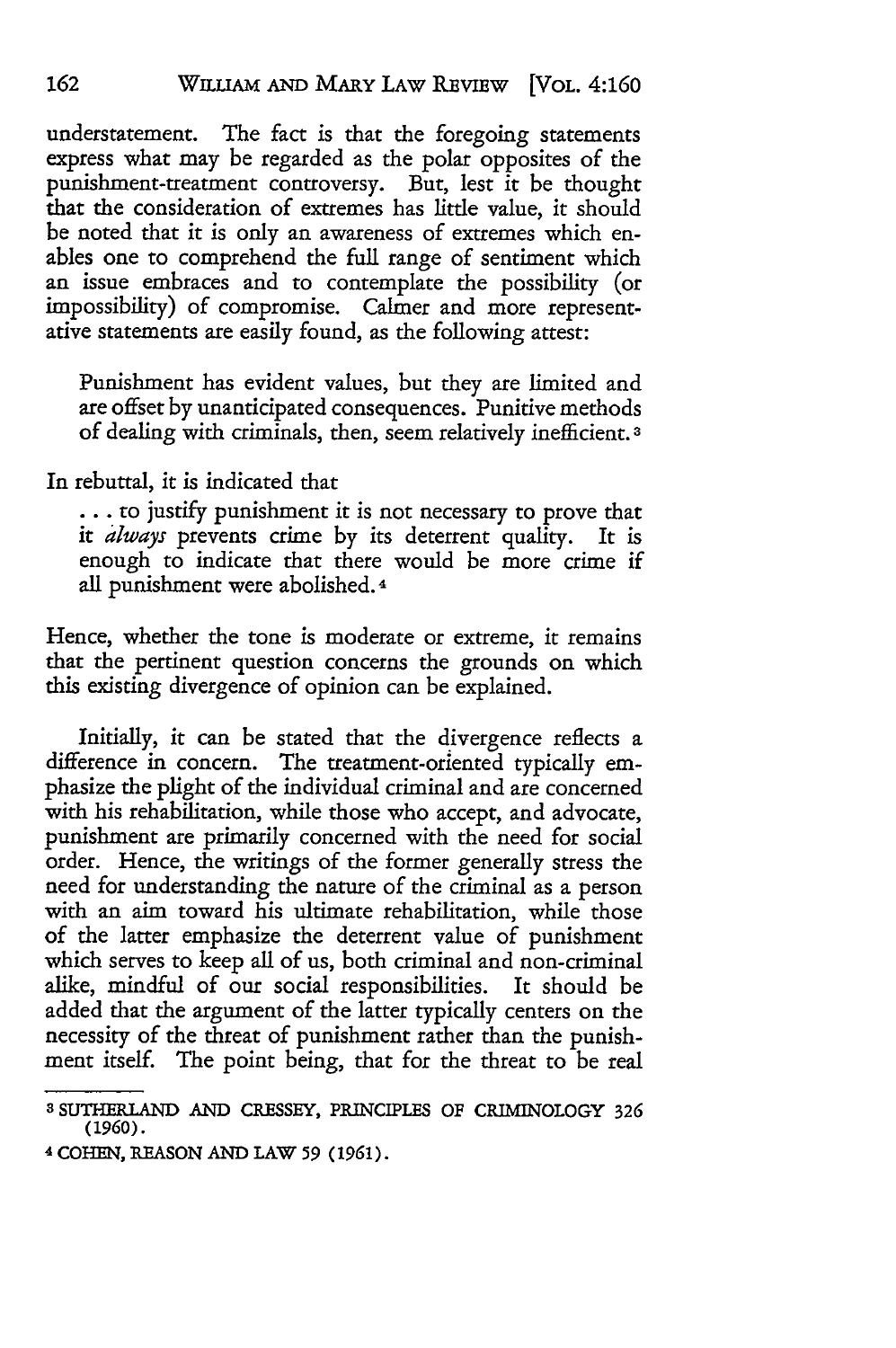understatement. The fact is that the foregoing statements express what may be regarded as the polar opposites of the punishment-treatment controversy. But, lest it be thought that the consideration of extremes has little value, it should be noted that it is only an awareness of extremes which enables one to comprehend the full range of sentiment which an issue embraces and to contemplate the possibility (or impossibility) of compromise. Calmer and more representative statements are easily found, as the following attest:

> Punishment has evident values, but they are limited and are offset by unanticipated consequences. Punitive methods of dealing with criminals, then, seem relatively inefficient.[3]

In rebuttal, it is indicated that

> . . . to justify punishment it is not necessary to prove that it *always* prevents crime by its deterrent quality. It is enough to indicate that there would be more crime if all punishment were abolished.[4]

Hence, whether the tone is moderate or extreme, it remains that the pertinent question concerns the grounds on which this existing divergence of opinion can be explained.

Initially, it can be stated that the divergence reflects a difference in concern. The treatment-oriented typically emphasize the plight of the individual criminal and are concerned with his rehabilitation, while those who accept, and advocate, punishment are primarily concerned with the need for social order. Hence, the writings of the former generally stress the need for understanding the nature of the criminal as a person with an aim toward his ultimate rehabilitation, while those of the latter emphasize the deterrent value of punishment which serves to keep all of us, both criminal and non-criminal alike, mindful of our social responsibilities. It should be added that the argument of the latter typically centers on the necessity of the threat of punishment rather than the punishment itself. The point being, that for the threat to be real

---

[3] SUTHERLAND AND CRESSEY, PRINCIPLES OF CRIMINOLOGY 326 (1960).

[4] COHEN, REASON AND LAW 59 (1961).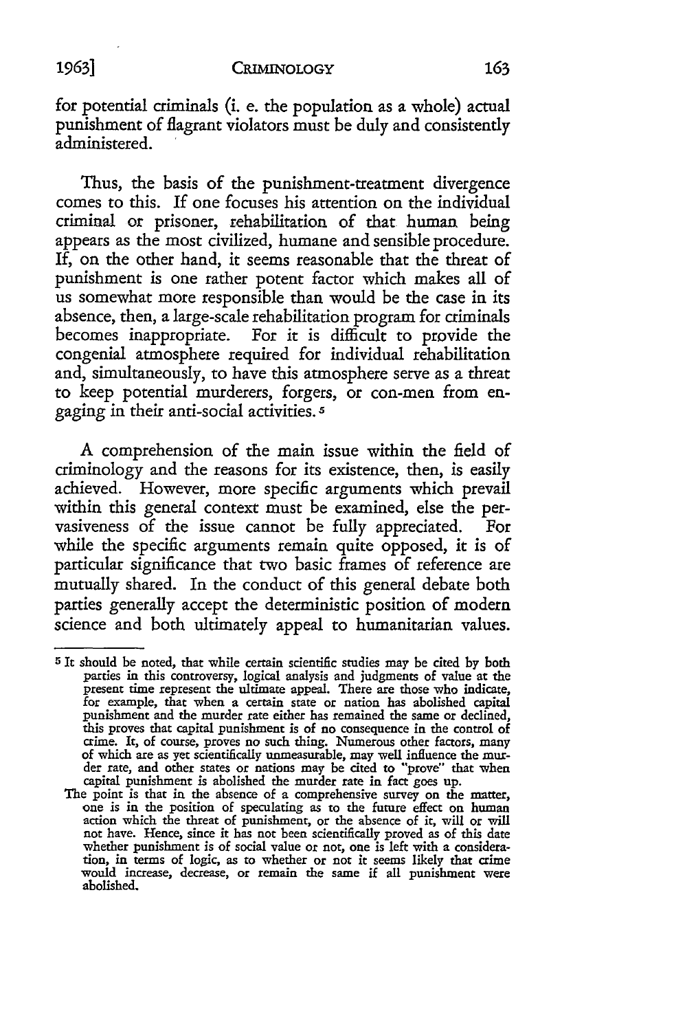for potential criminals (i. e. the population as a whole) actual punishment of flagrant violators must be duly and consistently administered.

Thus, the basis of the punishment-treatment divergence comes to this. If one focuses his attention on the individual criminal or prisoner, rehabilitation of that human being appears as the most civilized, humane and sensible procedure. If, on the other hand, it seems reasonable that the threat of punishment is one rather potent factor which makes all of us somewhat more responsible than would be the case in its absence, then, a large-scale rehabilitation program for criminals becomes inappropriate. For it is difficult to provide the congenial atmosphere required for individual rehabilitation and, simultaneously, to have this atmosphere serve as a threat to keep potential murderers, forgers, or con-men from engaging in their anti-social activities.[5]

A comprehension of the main issue within the field of criminology and the reasons for its existence, then, is easily achieved. However, more specific arguments which prevail within this general context must be examined, else the pervasiveness of the issue cannot be fully appreciated. For while the specific arguments remain quite opposed, it is of particular significance that two basic frames of reference are mutually shared. In the conduct of this general debate both parties generally accept the deterministic position of modern science and both ultimately appeal to humanitarian values.

---

[5] It should be noted, that while certain scientific studies may be cited by both parties in this controversy, logical analysis and judgments of value at the present time represent the ultimate appeal. There are those who indicate, for example, that when a certain state or nation has abolished capital punishment and the murder rate either has remained the same or declined, this proves that capital punishment is of no consequence in the control of crime. It, of course, proves no such thing. Numerous other factors, many of which are as yet scientifically unmeasurable, may well influence the murder rate, and other states or nations may be cited to "prove" that when capital punishment is abolished the murder rate in fact goes up.

The point is that in the absence of a comprehensive survey on the matter, one is in the position of speculating as to the future effect on human action which the threat of punishment, or the absence of it, will or will not have. Hence, since it has not been scientifically proved as of this date whether punishment is of social value or not, one is left with a consideration, in terms of logic, as to whether or not it seems likely that crime would increase, decrease, or remain the same if all punishment were abolished.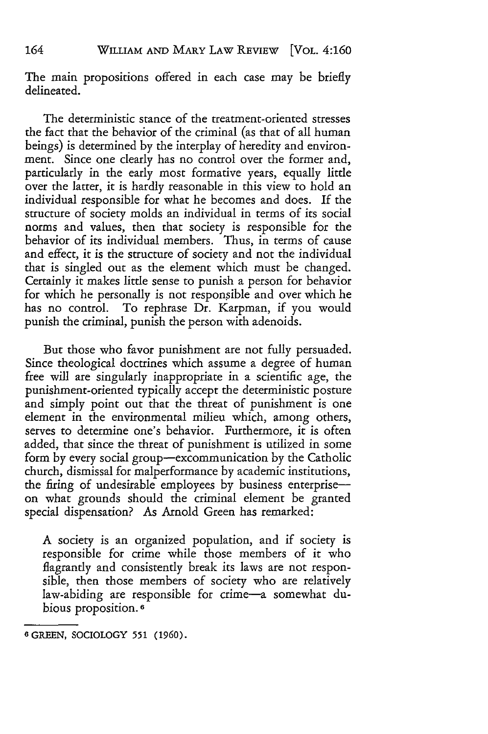The main propositions offered in each case may be briefly delineated.

The deterministic stance of the treatment-oriented stresses the fact that the behavior of the criminal (as that of all human beings) is determined by the interplay of heredity and environment. Since one clearly has no control over the former and, particularly in the early most formative years, equally little over the latter, it is hardly reasonable in this view to hold an individual responsible for what he becomes and does. If the structure of society molds an individual in terms of its social norms and values, then that society is responsible for the behavior of its individual members. Thus, in terms of cause and effect, it is the structure of society and not the individual that is singled out as the element which must be changed. Certainly it makes little sense to punish a person for behavior for which he personally is not responsible and over which he has no control. To rephrase Dr. Karpman, if you would punish the criminal, punish the person with adenoids.

But those who favor punishment are not fully persuaded. Since theological doctrines which assume a degree of human free will are singularly inappropriate in a scientific age, the punishment-oriented typically accept the deterministic posture and simply point out that the threat of punishment is one element in the environmental milieu which, among others, serves to determine one's behavior. Furthermore, it is often added, that since the threat of punishment is utilized in some form by every social group—excommunication by the Catholic church, dismissal for malperformance by academic institutions, the firing of undesirable employees by business enterprise—on what grounds should the criminal element be granted special dispensation? As Arnold Green has remarked:

> A society is an organized population, and if society is responsible for crime while those members of it who flagrantly and consistently break its laws are not responsible, then those members of society who are relatively law-abiding are responsible for crime—a somewhat dubious proposition.[6]

---

[6] GREEN, SOCIOLOGY 551 (1960).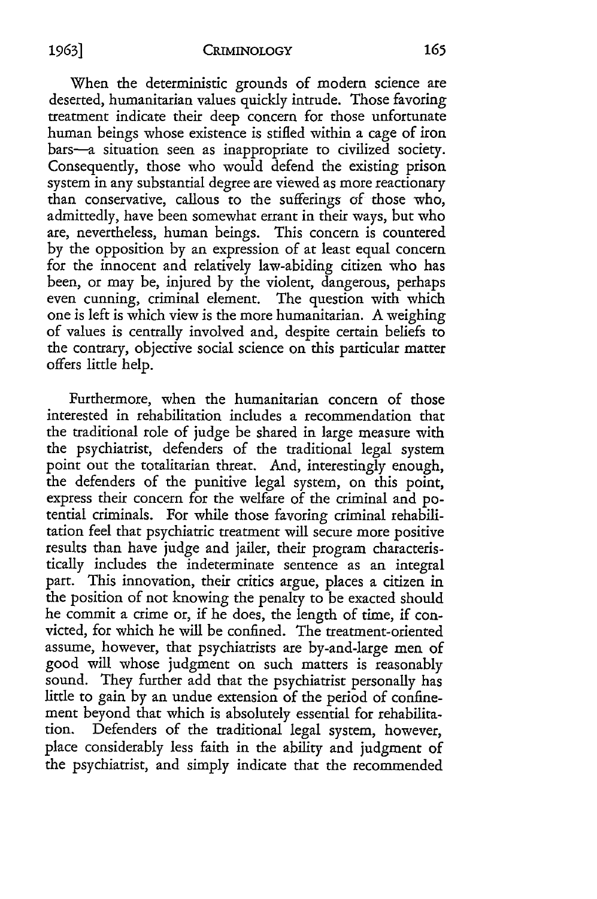When the deterministic grounds of modern science are deserted, humanitarian values quickly intrude. Those favoring treatment indicate their deep concern for those unfortunate human beings whose existence is stifled within a cage of iron bars—a situation seen as inappropriate to civilized society. Consequently, those who would defend the existing prison system in any substantial degree are viewed as more reactionary than conservative, callous to the sufferings of those who, admittedly, have been somewhat errant in their ways, but who are, nevertheless, human beings. This concern is countered by the opposition by an expression of at least equal concern for the innocent and relatively law-abiding citizen who has been, or may be, injured by the violent, dangerous, perhaps even cunning, criminal element. The question with which one is left is which view is the more humanitarian. A weighing of values is centrally involved and, despite certain beliefs to the contrary, objective social science on this particular matter offers little help.

Furthermore, when the humanitarian concern of those interested in rehabilitation includes a recommendation that the traditional role of judge be shared in large measure with the psychiatrist, defenders of the traditional legal system point out the totalitarian threat. And, interestingly enough, the defenders of the punitive legal system, on this point, express their concern for the welfare of the criminal and potential criminals. For while those favoring criminal rehabilitation feel that psychiatric treatment will secure more positive results than have judge and jailer, their program characteristically includes the indeterminate sentence as an integral part. This innovation, their critics argue, places a citizen in the position of not knowing the penalty to be exacted should he commit a crime or, if he does, the length of time, if convicted, for which he will be confined. The treatment-oriented assume, however, that psychiatrists are by-and-large men of good will whose judgment on such matters is reasonably sound. They further add that the psychiatrist personally has little to gain by an undue extension of the period of confinement beyond that which is absolutely essential for rehabilitation. Defenders of the traditional legal system, however, place considerably less faith in the ability and judgment of the psychiatrist, and simply indicate that the recommended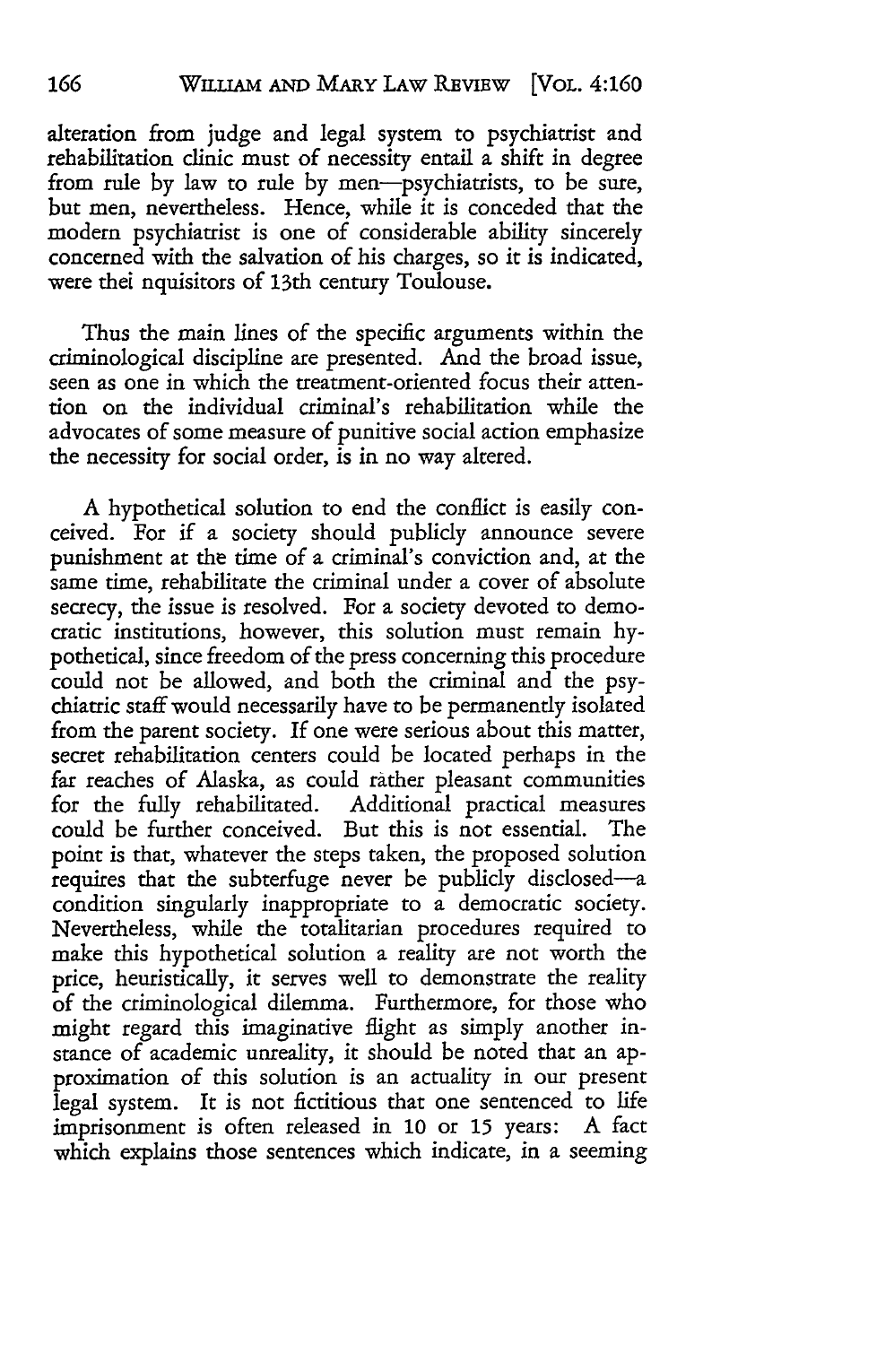alteration from judge and legal system to psychiatrist and rehabilitation clinic must of necessity entail a shift in degree from rule by law to rule by men—psychiatrists, to be sure, but men, nevertheless. Hence, while it is conceded that the modern psychiatrist is one of considerable ability sincerely concerned with the salvation of his charges, so it is indicated, were thei nquisitors of 13th century Toulouse.

Thus the main lines of the specific arguments within the criminological discipline are presented. And the broad issue, seen as one in which the treatment-oriented focus their attention on the individual criminal's rehabilitation while the advocates of some measure of punitive social action emphasize the necessity for social order, is in no way altered.

A hypothetical solution to end the conflict is easily conceived. For if a society should publicly announce severe punishment at the time of a criminal's conviction and, at the same time, rehabilitate the criminal under a cover of absolute secrecy, the issue is resolved. For a society devoted to democratic institutions, however, this solution must remain hypothetical, since freedom of the press concerning this procedure could not be allowed, and both the criminal and the psychiatric staff would necessarily have to be permanently isolated from the parent society. If one were serious about this matter, secret rehabilitation centers could be located perhaps in the far reaches of Alaska, as could rather pleasant communities for the fully rehabilitated. Additional practical measures could be further conceived. But this is not essential. The point is that, whatever the steps taken, the proposed solution requires that the subterfuge never be publicly disclosed—a condition singularly inappropriate to a democratic society. Nevertheless, while the totalitarian procedures required to make this hypothetical solution a reality are not worth the price, heuristically, it serves well to demonstrate the reality of the criminological dilemma. Furthermore, for those who might regard this imaginative flight as simply another instance of academic unreality, it should be noted that an approximation of this solution is an actuality in our present legal system. It is not fictitious that one sentenced to life imprisonment is often released in 10 or 15 years: A fact which explains those sentences which indicate, in a seeming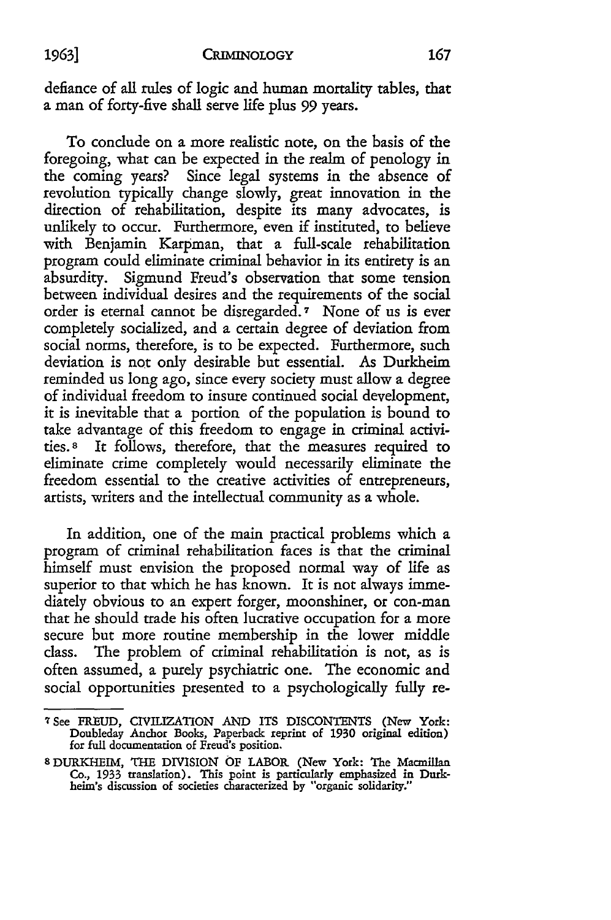defiance of all rules of logic and human mortality tables, that a man of forty-five shall serve life plus 99 years.

To conclude on a more realistic note, on the basis of the foregoing, what can be expected in the realm of penology in the coming years? Since legal systems in the absence of revolution typically change slowly, great innovation in the direction of rehabilitation, despite its many advocates, is unlikely to occur. Furthermore, even if instituted, to believe with Benjamin Karpman, that a full-scale rehabilitation program could eliminate criminal behavior in its entirety is an absurdity. Sigmund Freud's observation that some tension between individual desires and the requirements of the social order is eternal cannot be disregarded.[7] None of us is ever completely socialized, and a certain degree of deviation from social norms, therefore, is to be expected. Furthermore, such deviation is not only desirable but essential. As Durkheim reminded us long ago, since every society must allow a degree of individual freedom to insure continued social development, it is inevitable that a portion of the population is bound to take advantage of this freedom to engage in criminal activities.[8] It follows, therefore, that the measures required to eliminate crime completely would necessarily eliminate the freedom essential to the creative activities of entrepreneurs, artists, writers and the intellectual community as a whole.

In addition, one of the main practical problems which a program of criminal rehabilitation faces is that the criminal himself must envision the proposed normal way of life as superior to that which he has known. It is not always immediately obvious to an expert forger, moonshiner, or con-man that he should trade his often lucrative occupation for a more secure but more routine membership in the lower middle class. The problem of criminal rehabilitation is not, as is often assumed, a purely psychiatric one. The economic and social opportunities presented to a psychologically fully re-

---

[7] See FREUD, CIVILIZATION AND ITS DISCONTENTS (New York: Doubleday Anchor Books, Paperback reprint of 1930 original edition) for full documentation of Freud's position.

[8] DURKHEIM, THE DIVISION OF LABOR (New York: The Macmillan Co., 1933 translation). This point is particularly emphasized in Durkheim's discussion of societies characterized by "organic solidarity."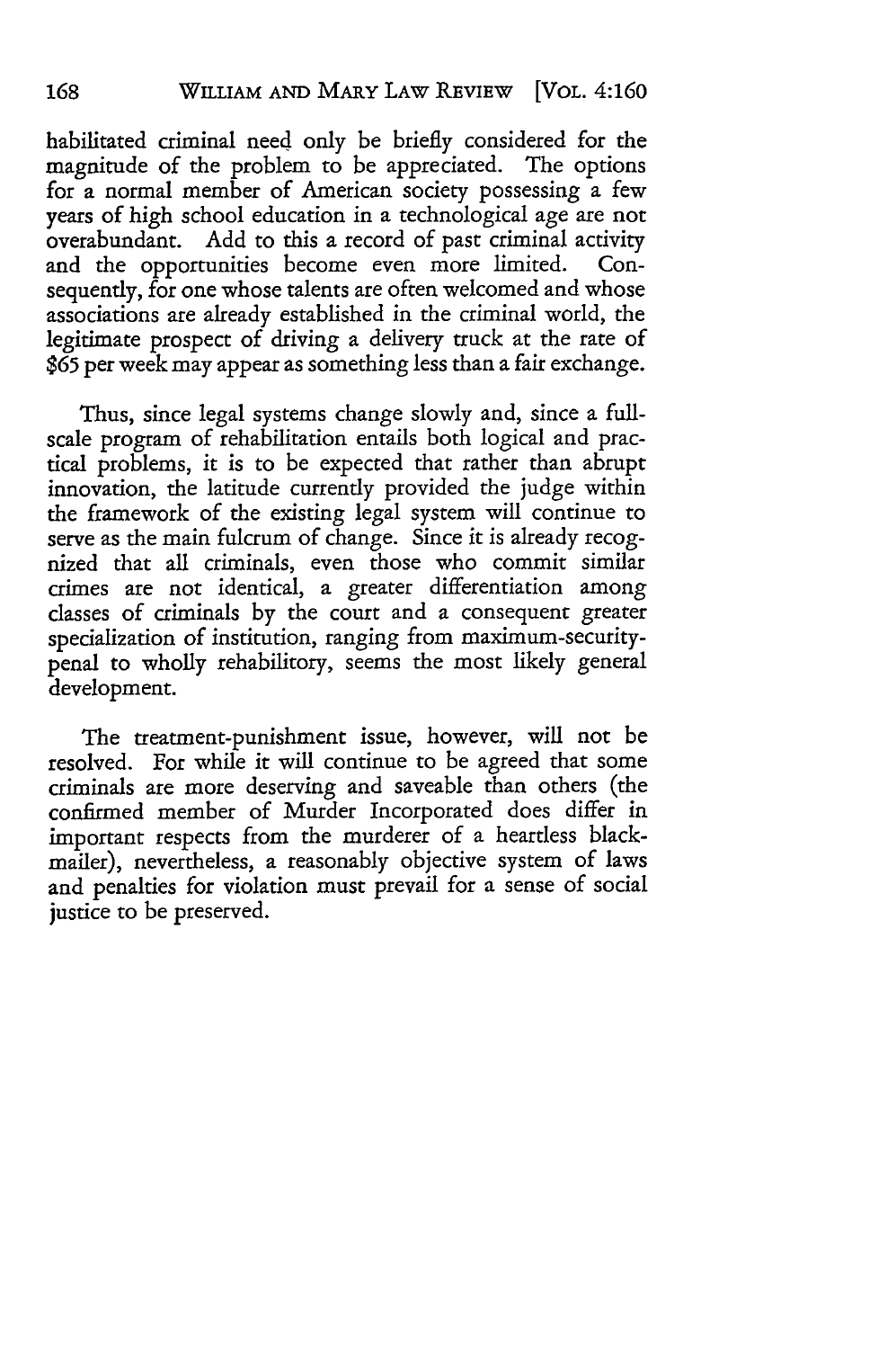habilitated criminal need only be briefly considered for the magnitude of the problem to be appreciated. The options for a normal member of American society possessing a few years of high school education in a technological age are not overabundant. Add to this a record of past criminal activity and the opportunities become even more limited. Consequently, for one whose talents are often welcomed and whose associations are already established in the criminal world, the legitimate prospect of driving a delivery truck at the rate of $65 per week may appear as something less than a fair exchange.

Thus, since legal systems change slowly and, since a full-scale program of rehabilitation entails both logical and practical problems, it is to be expected that rather than abrupt innovation, the latitude currently provided the judge within the framework of the existing legal system will continue to serve as the main fulcrum of change. Since it is already recognized that all criminals, even those who commit similar crimes are not identical, a greater differentiation among classes of criminals by the court and a consequent greater specialization of institution, ranging from maximum-security-penal to wholly rehabilitory, seems the most likely general development.

The treatment-punishment issue, however, will not be resolved. For while it will continue to be agreed that some criminals are more deserving and saveable than others (the confirmed member of Murder Incorporated does differ in important respects from the murderer of a heartless blackmailer), nevertheless, a reasonably objective system of laws and penalties for violation must prevail for a sense of social justice to be preserved.